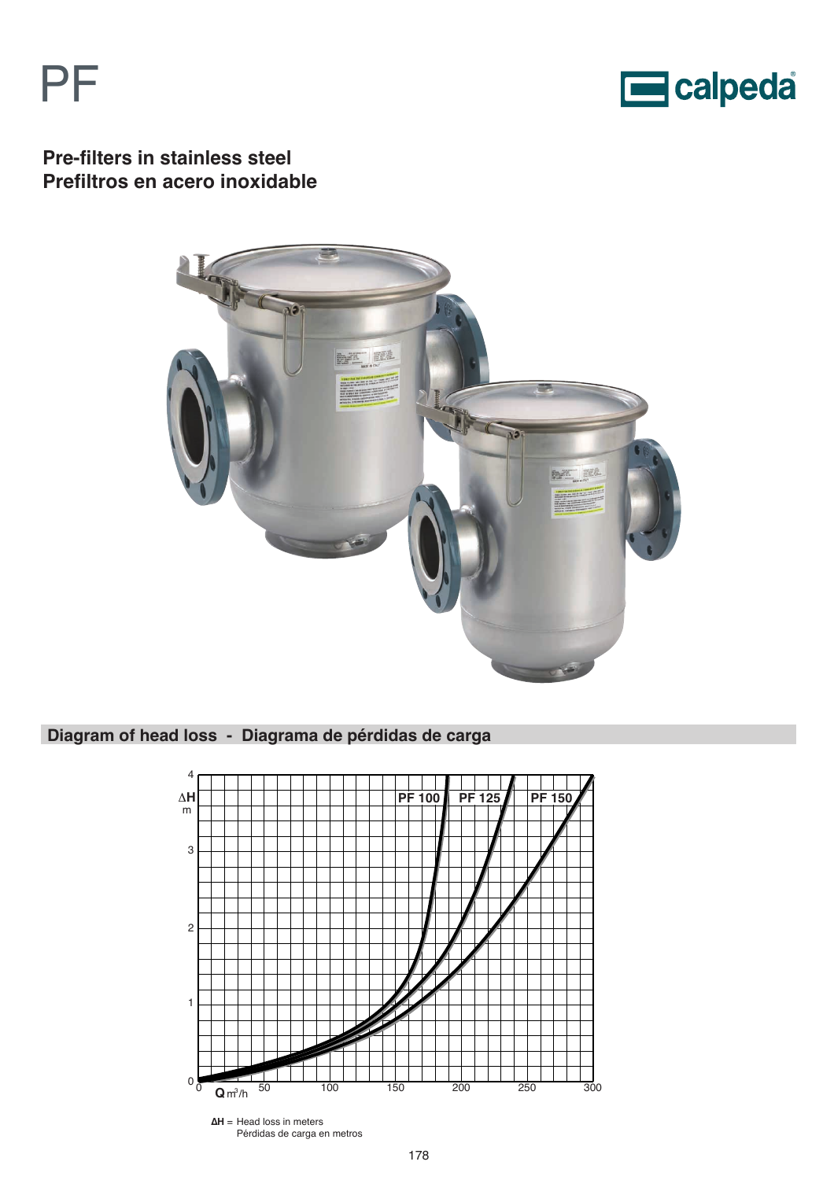# PF

## Pre-filters in stainless steel
## Prefiltros en acero inoxidable

## Diagram of head loss - Diagrama de pérdidas de carga

ΔH m

PF 100 | PF 125 | PF 150

Q m³/h

**ΔH** = Head loss in meters
Pérdidas de carga en metros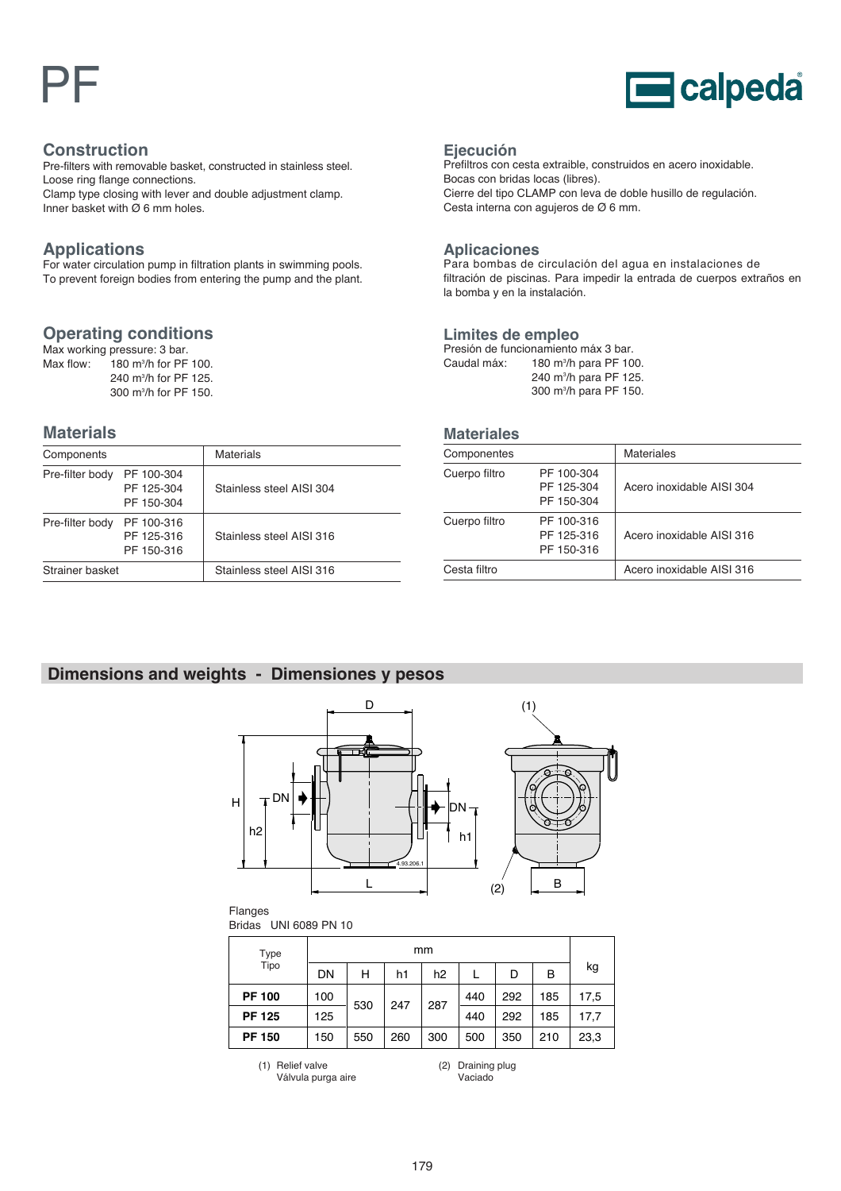# PF

calpeda

## Construction

Pre-filters with removable basket, constructed in stainless steel.
Loose ring flange connections.
Clamp type closing with lever and double adjustment clamp.
Inner basket with Ø 6 mm holes.

## Applications

For water circulation pump in filtration plants in swimming pools.
To prevent foreign bodies from entering the pump and the plant.

## Operating conditions

Max working pressure: 3 bar.
Max flow: 180 m³/h for PF 100.
240 m³/h for PF 125.
300 m³/h for PF 150.

## Materials

| Components | | Materials |
|---|---|---|
| Pre-filter body | PF 100-304<br>PF 125-304<br>PF 150-304 | Stainless steel AISI 304 |
| Pre-filter body | PF 100-316<br>PF 125-316<br>PF 150-316 | Stainless steel AISI 316 |
| Strainer basket | | Stainless steel AISI 316 |

## Ejecución

Prefiltros con cesta extraible, construidos en acero inoxidable.
Bocas con bridas locas (libres).
Cierre del tipo CLAMP con leva de doble husillo de regulación.
Cesta interna con agujeros de Ø 6 mm.

## Aplicaciones

Para bombas de circulación del agua en instalaciones de filtración de piscinas. Para impedir la entrada de cuerpos extraños en la bomba y en la instalación.

## Limites de empleo

Presión de funcionamiento máx 3 bar.
Caudal máx: 180 m³/h para PF 100.
240 m³/h para PF 125.
300 m³/h para PF 150.

## Materiales

| Componentes | | Materiales |
|---|---|---|
| Cuerpo filtro | PF 100-304<br>PF 125-304<br>PF 150-304 | Acero inoxidable AISI 304 |
| Cuerpo filtro | PF 100-316<br>PF 125-316<br>PF 150-316 | Acero inoxidable AISI 316 |
| Cesta filtro | | Acero inoxidable AISI 316 |

## Dimensions and weights - Dimensiones y pesos

Flanges
Bridas UNI 6089 PN 10

| Type<br>Tipo | mm | | | | | | | kg |
|---|---|---|---|---|---|---|---|---|
| | DN | H | h1 | h2 | L | D | B | |
| **PF 100** | 100 | 530 | 247 | 287 | 440 | 292 | 185 | 17,5 |
| **PF 125** | 125 | 530 | 247 | 287 | 440 | 292 | 185 | 17,7 |
| **PF 150** | 150 | 550 | 260 | 300 | 500 | 350 | 210 | 23,3 |

(1) Relief valve
Válvula purga aire

(2) Draining plug
Vaciado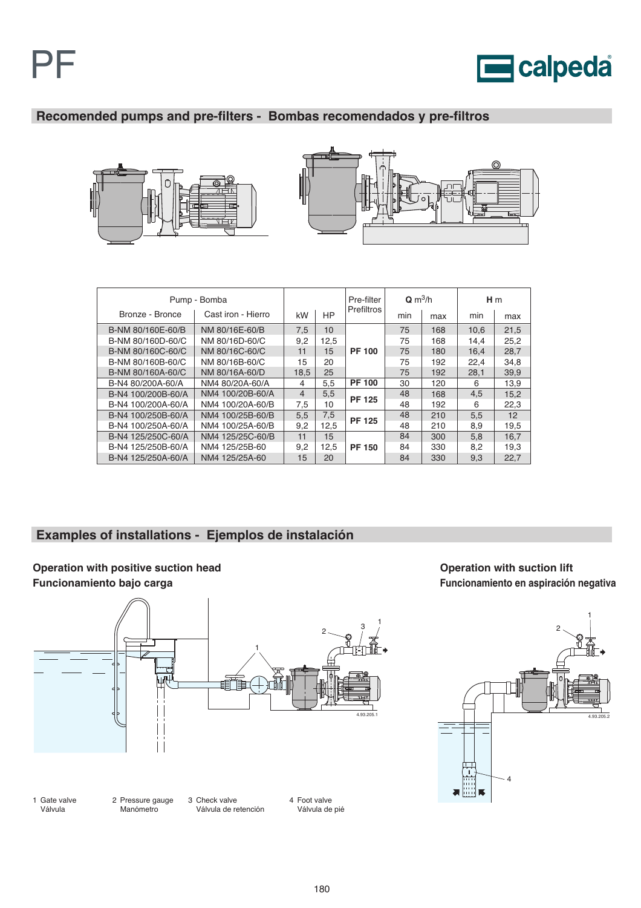# PF

calpeda

## Recomended pumps and pre-filters - Bombas recomendados y pre-filtros

| Pump - Bomba | | | | Pre-filter Prefiltros | Q m³/h | | H m | |
|---|---|---|---|---|---|---|---|---|
| Bronze - Bronce | Cast iron - Hierro | kW | HP | | min | max | min | max |
| B-NM 80/160E-60/B | NM 80/16E-60/B | 7,5 | 10 | PF 100 | 75 | 168 | 10,6 | 21,5 |
| B-NM 80/160D-60/C | NM 80/16D-60/C | 9,2 | 12,5 | | 75 | 168 | 14,4 | 25,2 |
| B-NM 80/160C-60/C | NM 80/16C-60/C | 11 | 15 | | 75 | 180 | 16,4 | 28,7 |
| B-NM 80/160B-60/C | NM 80/16B-60/C | 15 | 20 | | 75 | 192 | 22,4 | 34,8 |
| B-NM 80/160A-60/C | NM 80/16A-60/D | 18,5 | 25 | | 75 | 192 | 28,1 | 39,9 |
| B-N4 80/200A-60/A | NM4 80/20A-60/A | 4 | 5,5 | PF 100 | 30 | 120 | 6 | 13,9 |
| B-N4 100/200B-60/A | NM4 100/20B-60/A | 4 | 5,5 | PF 125 | 48 | 168 | 4,5 | 15,2 |
| B-N4 100/200A-60/A | NM4 100/20A-60/B | 7,5 | 10 | | 48 | 192 | 6 | 22,3 |
| B-N4 100/250B-60/A | NM4 100/25B-60/B | 5,5 | 7,5 | PF 125 | 48 | 210 | 5,5 | 12 |
| B-N4 100/250A-60/A | NM4 100/25A-60/B | 9,2 | 12,5 | | 48 | 210 | 8,9 | 19,5 |
| B-N4 125/250C-60/A | NM4 125/25C-60/B | 11 | 15 | PF 150 | 84 | 300 | 5,8 | 16,7 |
| B-N4 125/250B-60/A | NM4 125/25B-60 | 9,2 | 12,5 | | 84 | 330 | 8,2 | 19,3 |
| B-N4 125/250A-60/A | NM4 125/25A-60 | 15 | 20 | | 84 | 330 | 9,3 | 22,7 |

## Examples of installations - Ejemplos de instalación

**Operation with positive suction head**
**Funcionamiento bajo carga**

4.93.205.1

**Operation with suction lift**
**Funcionamiento en aspiración negativa**

4.93.205.2

1 Gate valve / Válvula
2 Pressure gauge / Manómetro
3 Check valve / Válvula de retención
4 Foot valve / Válvula de pié